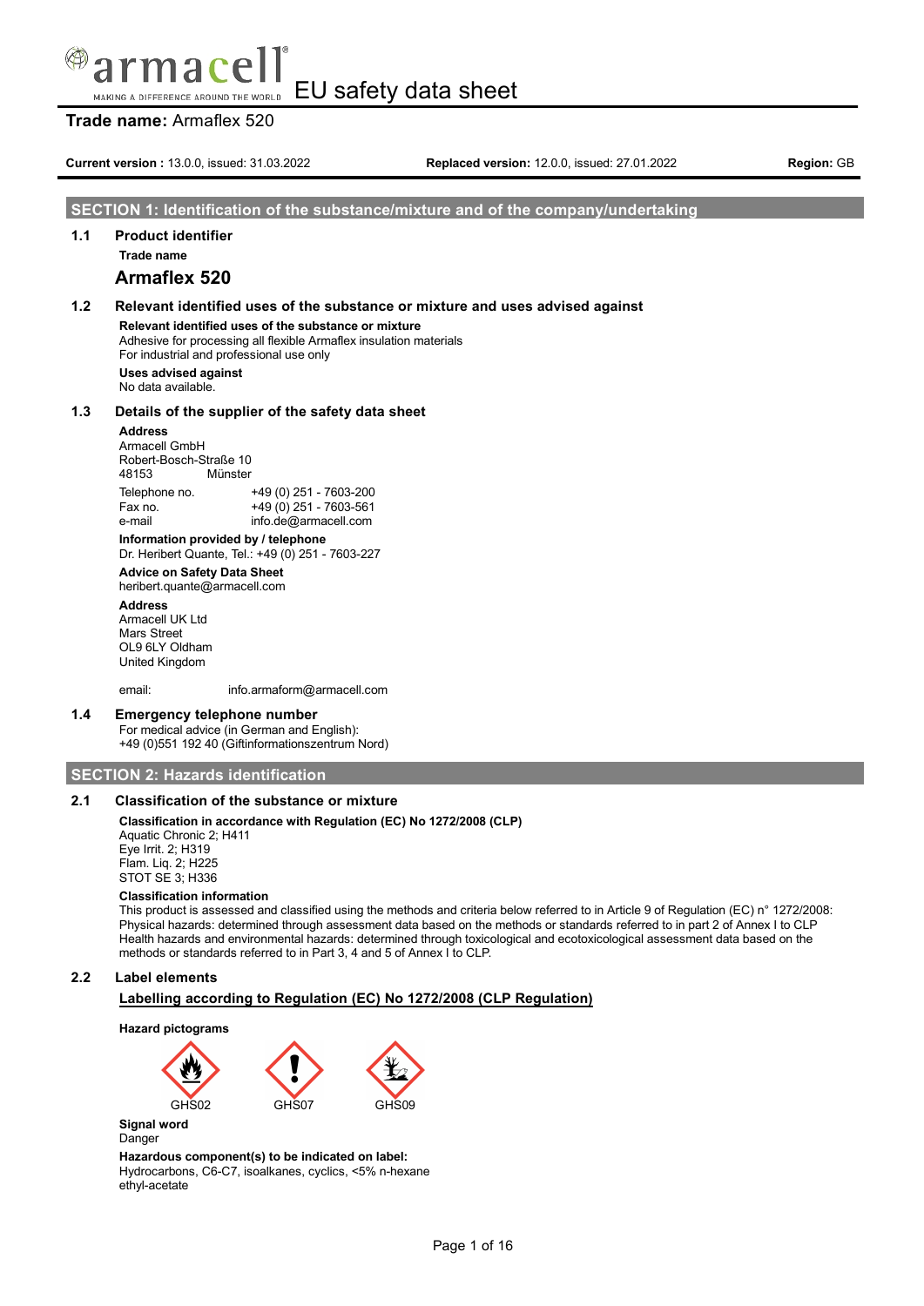# EU safety data sheet

**Trade name:** Armaflex 520

**Current version :** 13.0.0, issued: 31.03.2022 **Replaced version:** 12.0.0, issued: 27.01.2022 **Region:** GB

## SECTION 1: Identification of the substance/mixture and of the company/undertaking

### 1.1 Product identifier

**Trade name**

**Armaflex 520**

### 1.2 Relevant identified uses of the substance or mixture and uses advised against

**Relevant identified uses of the substance or mixture**
Adhesive for processing all flexible Armaflex insulation materials
For industrial and professional use only

**Uses advised against**
No data available.

### 1.3 Details of the supplier of the safety data sheet

**Address**
Armacell GmbH
Robert-Bosch-Straße 10
48153 Münster

| | |
|---|---|
| Telephone no. | +49 (0) 251 - 7603-200 |
| Fax no. | +49 (0) 251 - 7603-561 |
| e-mail | info.de@armacell.com |

**Information provided by / telephone**
Dr. Heribert Quante, Tel.: +49 (0) 251 - 7603-227

**Advice on Safety Data Sheet**
heribert.quante@armacell.com

**Address**
Armacell UK Ltd
Mars Street
OL9 6LY Oldham
United Kingdom

email: info.armaform@armacell.com

### 1.4 Emergency telephone number

For medical advice (in German and English):
+49 (0)551 192 40 (Giftinformationszentrum Nord)

## SECTION 2: Hazards identification

### 2.1 Classification of the substance or mixture

**Classification in accordance with Regulation (EC) No 1272/2008 (CLP)**
Aquatic Chronic 2; H411
Eye Irrit. 2; H319
Flam. Liq. 2; H225
STOT SE 3; H336

**Classification information**
This product is assessed and classified using the methods and criteria below referred to in Article 9 of Regulation (EC) n° 1272/2008:
Physical hazards: determined through assessment data based on the methods or standards referred to in part 2 of Annex I to CLP
Health hazards and environmental hazards: determined through toxicological and ecotoxicological assessment data based on the methods or standards referred to in Part 3, 4 and 5 of Annex I to CLP.

### 2.2 Label elements

**Labelling according to Regulation (EC) No 1272/2008 (CLP Regulation)**

**Hazard pictograms**

GHS02 GHS07 GHS09

**Signal word**
Danger

**Hazardous component(s) to be indicated on label:**
Hydrocarbons, C6-C7, isoalkanes, cyclics, <5% n-hexane
ethyl-acetate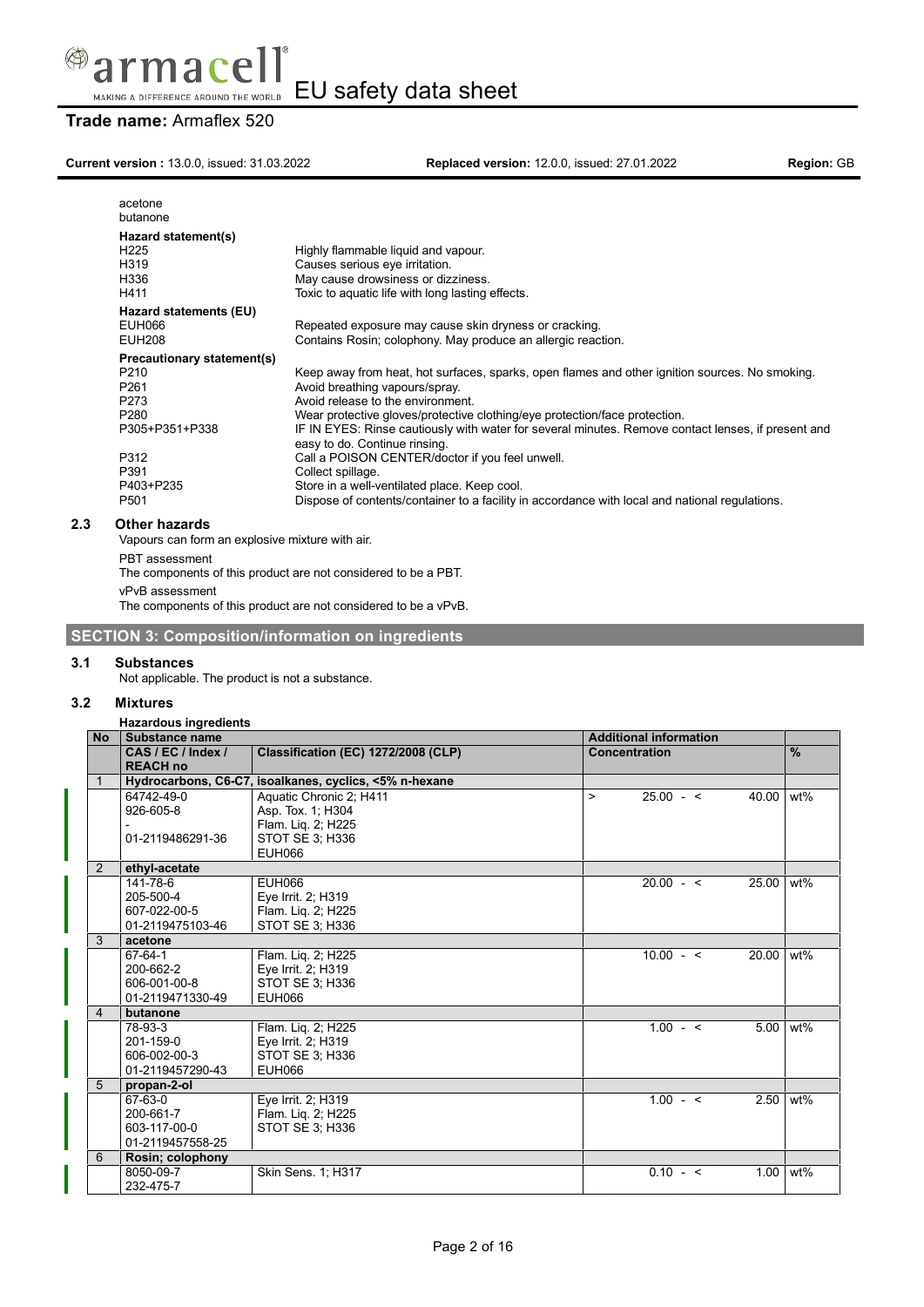acetone
butanone

**Hazard statement(s)**

| | |
|---|---|
| H225 | Highly flammable liquid and vapour. |
| H319 | Causes serious eye irritation. |
| H336 | May cause drowsiness or dizziness. |
| H411 | Toxic to aquatic life with long lasting effects. |

**Hazard statements (EU)**

| | |
|---|---|
| EUH066 | Repeated exposure may cause skin dryness or cracking. |
| EUH208 | Contains Rosin; colophony. May produce an allergic reaction. |

**Precautionary statement(s)**

| | |
|---|---|
| P210 | Keep away from heat, hot surfaces, sparks, open flames and other ignition sources. No smoking. |
| P261 | Avoid breathing vapours/spray. |
| P273 | Avoid release to the environment. |
| P280 | Wear protective gloves/protective clothing/eye protection/face protection. |
| P305+P351+P338 | IF IN EYES: Rinse cautiously with water for several minutes. Remove contact lenses, if present and easy to do. Continue rinsing. |
| P312 | Call a POISON CENTER/doctor if you feel unwell. |
| P391 | Collect spillage. |
| P403+P235 | Store in a well-ventilated place. Keep cool. |
| P501 | Dispose of contents/container to a facility in accordance with local and national regulations. |

### 2.3 Other hazards

Vapours can form an explosive mixture with air.

PBT assessment

The components of this product are not considered to be a PBT.

vPvB assessment

The components of this product are not considered to be a vPvB.

## SECTION 3: Composition/information on ingredients

### 3.1 Substances

Not applicable. The product is not a substance.

### 3.2 Mixtures

**Hazardous ingredients**

| No | Substance name | | Additional information | |
|---|---|---|---|---|
| | CAS / EC / Index / REACH no | Classification (EC) 1272/2008 (CLP) | Concentration | % |
| 1 | **Hydrocarbons, C6-C7, isoalkanes, cyclics, <5% n-hexane** | | | |
| | 64742-49-0<br>926-605-8<br>-<br>01-2119486291-36 | Aquatic Chronic 2; H411<br>Asp. Tox. 1; H304<br>Flam. Liq. 2; H225<br>STOT SE 3; H336<br>EUH066 | > 25.00 - < 40.00 | wt% |
| 2 | **ethyl-acetate** | | | |
| | 141-78-6<br>205-500-4<br>607-022-00-5<br>01-2119475103-46 | EUH066<br>Eye Irrit. 2; H319<br>Flam. Liq. 2; H225<br>STOT SE 3; H336 | 20.00 - < 25.00 | wt% |
| 3 | **acetone** | | | |
| | 67-64-1<br>200-662-2<br>606-001-00-8<br>01-2119471330-49 | Flam. Liq. 2; H225<br>Eye Irrit. 2; H319<br>STOT SE 3; H336<br>EUH066 | 10.00 - < 20.00 | wt% |
| 4 | **butanone** | | | |
| | 78-93-3<br>201-159-0<br>606-002-00-3<br>01-2119457290-43 | Flam. Liq. 2; H225<br>Eye Irrit. 2; H319<br>STOT SE 3; H336<br>EUH066 | 1.00 - < 5.00 | wt% |
| 5 | **propan-2-ol** | | | |
| | 67-63-0<br>200-661-7<br>603-117-00-0<br>01-2119457558-25 | Eye Irrit. 2; H319<br>Flam. Liq. 2; H225<br>STOT SE 3; H336 | 1.00 - < 2.50 | wt% |
| 6 | **Rosin; colophony** | | | |
| | 8050-09-7<br>232-475-7 | Skin Sens. 1; H317 | 0.10 - < 1.00 | wt% |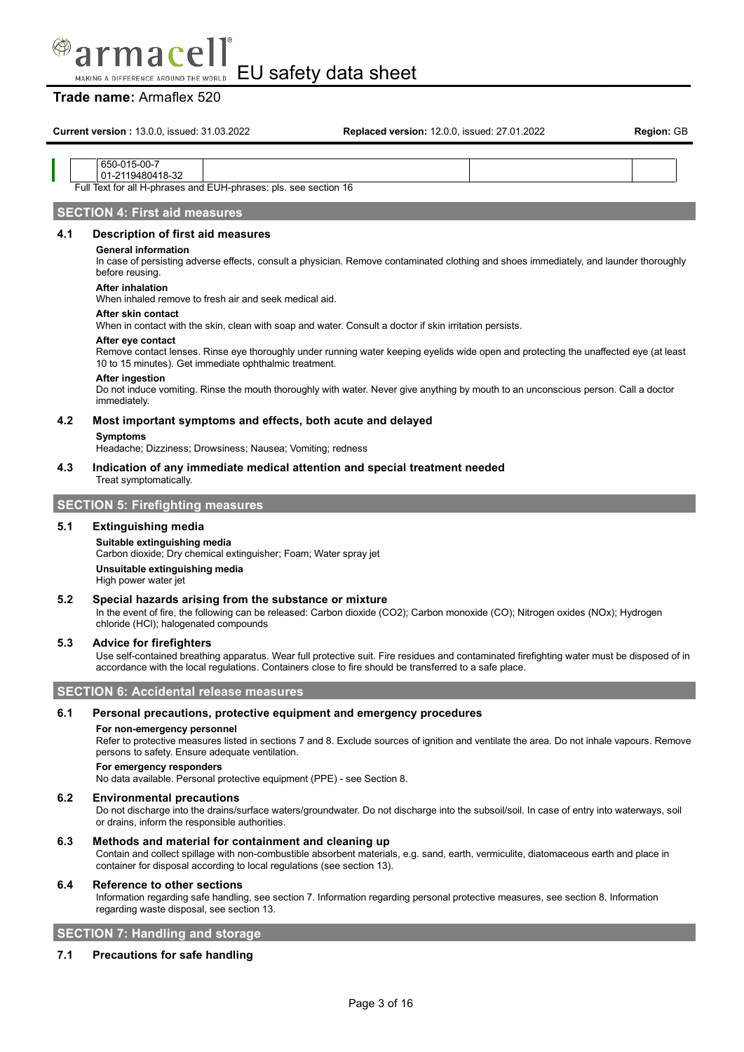| 650-015-00-7<br>01-2119480418-32 | | | |
|---|---|---|---|

Full Text for all H-phrases and EUH-phrases: pls. see section 16

## SECTION 4: First aid measures

### 4.1 Description of first aid measures

**General information**

In case of persisting adverse effects, consult a physician. Remove contaminated clothing and shoes immediately, and launder thoroughly before reusing.

**After inhalation**

When inhaled remove to fresh air and seek medical aid.

**After skin contact**

When in contact with the skin, clean with soap and water. Consult a doctor if skin irritation persists.

**After eye contact**

Remove contact lenses. Rinse eye thoroughly under running water keeping eyelids wide open and protecting the unaffected eye (at least 10 to 15 minutes). Get immediate ophthalmic treatment.

**After ingestion**

Do not induce vomiting. Rinse the mouth thoroughly with water. Never give anything by mouth to an unconscious person. Call a doctor immediately.

### 4.2 Most important symptoms and effects, both acute and delayed

**Symptoms**

Headache; Dizziness; Drowsiness; Nausea; Vomiting; redness

### 4.3 Indication of any immediate medical attention and special treatment needed

Treat symptomatically.

## SECTION 5: Firefighting measures

### 5.1 Extinguishing media

**Suitable extinguishing media**

Carbon dioxide; Dry chemical extinguisher; Foam; Water spray jet

**Unsuitable extinguishing media**

High power water jet

### 5.2 Special hazards arising from the substance or mixture

In the event of fire, the following can be released: Carbon dioxide ($CO_2$); Carbon monoxide (CO); Nitrogen oxides ($NO_x$); Hydrogen chloride (HCl); halogenated compounds

### 5.3 Advice for firefighters

Use self-contained breathing apparatus. Wear full protective suit. Fire residues and contaminated firefighting water must be disposed of in accordance with the local regulations. Containers close to fire should be transferred to a safe place.

## SECTION 6: Accidental release measures

### 6.1 Personal precautions, protective equipment and emergency procedures

**For non-emergency personnel**

Refer to protective measures listed in sections 7 and 8. Exclude sources of ignition and ventilate the area. Do not inhale vapours. Remove persons to safety. Ensure adequate ventilation.

**For emergency responders**

No data available. Personal protective equipment (PPE) - see Section 8.

### 6.2 Environmental precautions

Do not discharge into the drains/surface waters/groundwater. Do not discharge into the subsoil/soil. In case of entry into waterways, soil or drains, inform the responsible authorities.

### 6.3 Methods and material for containment and cleaning up

Contain and collect spillage with non-combustible absorbent materials, e.g. sand, earth, vermiculite, diatomaceous earth and place in container for disposal according to local regulations (see section 13).

### 6.4 Reference to other sections

Information regarding safe handling, see section 7. Information regarding personal protective measures, see section 8. Information regarding waste disposal, see section 13.

## SECTION 7: Handling and storage

### 7.1 Precautions for safe handling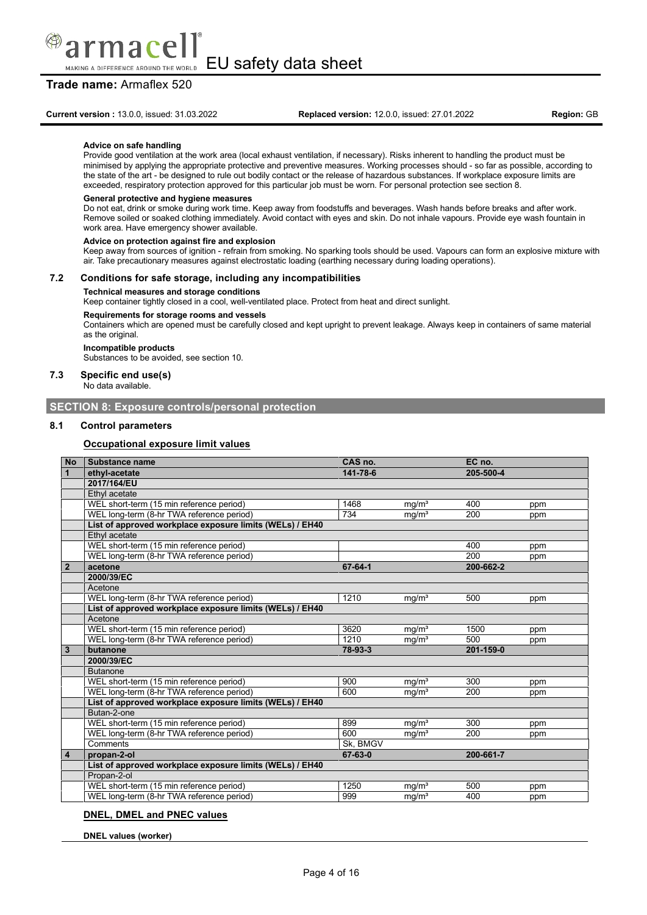**Advice on safe handling**

Provide good ventilation at the work area (local exhaust ventilation, if necessary). Risks inherent to handling the product must be minimised by applying the appropriate protective and preventive measures. Working processes should - so far as possible, according to the state of the art - be designed to rule out bodily contact or the release of hazardous substances. If workplace exposure limits are exceeded, respiratory protection approved for this particular job must be worn. For personal protection see section 8.

**General protective and hygiene measures**

Do not eat, drink or smoke during work time. Keep away from foodstuffs and beverages. Wash hands before breaks and after work. Remove soiled or soaked clothing immediately. Avoid contact with eyes and skin. Do not inhale vapours. Provide eye wash fountain in work area. Have emergency shower available.

**Advice on protection against fire and explosion**

Keep away from sources of ignition - refrain from smoking. No sparking tools should be used. Vapours can form an explosive mixture with air. Take precautionary measures against electrostatic loading (earthing necessary during loading operations).

### 7.2 Conditions for safe storage, including any incompatibilities

**Technical measures and storage conditions**

Keep container tightly closed in a cool, well-ventilated place. Protect from heat and direct sunlight.

**Requirements for storage rooms and vessels**

Containers which are opened must be carefully closed and kept upright to prevent leakage. Always keep in containers of same material as the original.

**Incompatible products**

Substances to be avoided, see section 10.

### 7.3 Specific end use(s)

No data available.

## SECTION 8: Exposure controls/personal protection

### 8.1 Control parameters

**Occupational exposure limit values**

| No | Substance name | CAS no. | | EC no. | |
|---|---|---|---|---|---|
| **1** | **ethyl-acetate** | **141-78-6** | | **205-500-4** | |
| | **2017/164/EU** | | | | |
| | Ethyl acetate | | | | |
| | WEL short-term (15 min reference period) | 1468 | mg/m³ | 400 | ppm |
| | WEL long-term (8-hr TWA reference period) | 734 | mg/m³ | 200 | ppm |
| | **List of approved workplace exposure limits (WELs) / EH40** | | | | |
| | Ethyl acetate | | | | |
| | WEL short-term (15 min reference period) | | | 400 | ppm |
| | WEL long-term (8-hr TWA reference period) | | | 200 | ppm |
| **2** | **acetone** | **67-64-1** | | **200-662-2** | |
| | **2000/39/EC** | | | | |
| | Acetone | | | | |
| | WEL long-term (8-hr TWA reference period) | 1210 | mg/m³ | 500 | ppm |
| | **List of approved workplace exposure limits (WELs) / EH40** | | | | |
| | Acetone | | | | |
| | WEL short-term (15 min reference period) | 3620 | mg/m³ | 1500 | ppm |
| | WEL long-term (8-hr TWA reference period) | 1210 | mg/m³ | 500 | ppm |
| **3** | **butanone** | **78-93-3** | | **201-159-0** | |
| | **2000/39/EC** | | | | |
| | Butanone | | | | |
| | WEL short-term (15 min reference period) | 900 | mg/m³ | 300 | ppm |
| | WEL long-term (8-hr TWA reference period) | 600 | mg/m³ | 200 | ppm |
| | **List of approved workplace exposure limits (WELs) / EH40** | | | | |
| | Butan-2-one | | | | |
| | WEL short-term (15 min reference period) | 899 | mg/m³ | 300 | ppm |
| | WEL long-term (8-hr TWA reference period) | 600 | mg/m³ | 200 | ppm |
| | Comments | Sk, BMGV | | | |
| **4** | **propan-2-ol** | **67-63-0** | | **200-661-7** | |
| | **List of approved workplace exposure limits (WELs) / EH40** | | | | |
| | Propan-2-ol | | | | |
| | WEL short-term (15 min reference period) | 1250 | mg/m³ | 500 | ppm |
| | WEL long-term (8-hr TWA reference period) | 999 | mg/m³ | 400 | ppm |

**DNEL, DMEL and PNEC values**

**DNEL values (worker)**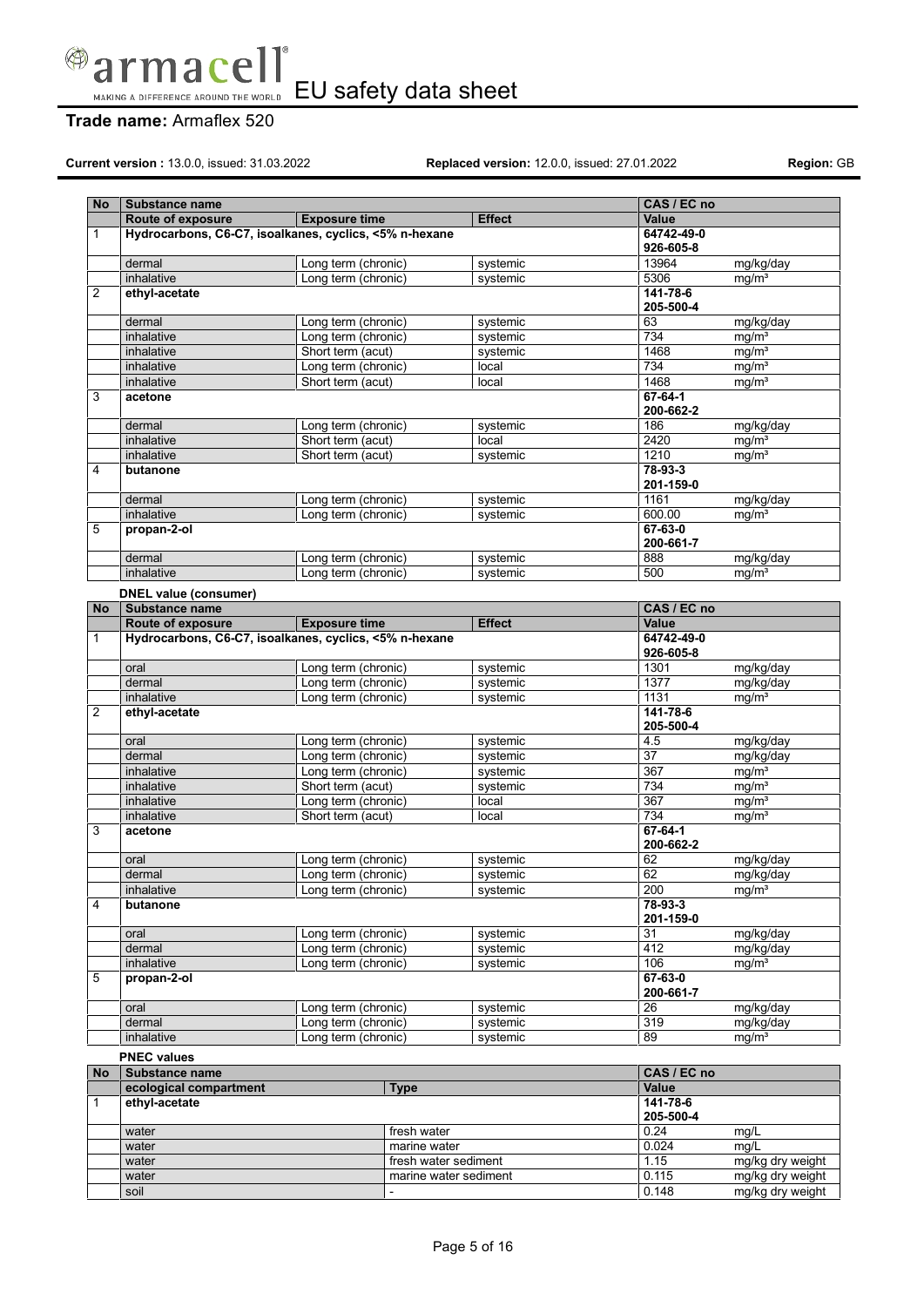| No | Substance name | | | CAS / EC no | |
|---|---|---|---|---|---|
| | Route of exposure | Exposure time | Effect | Value | |
| 1 | Hydrocarbons, C6-C7, isoalkanes, cyclics, <5% n-hexane | | | 64742-49-0<br>926-605-8 | |
| | dermal | Long term (chronic) | systemic | 13964 | mg/kg/day |
| | inhalative | Long term (chronic) | systemic | 5306 | mg/m³ |
| 2 | ethyl-acetate | | | 141-78-6<br>205-500-4 | |
| | dermal | Long term (chronic) | systemic | 63 | mg/kg/day |
| | inhalative | Long term (chronic) | systemic | 734 | mg/m³ |
| | inhalative | Short term (acut) | systemic | 1468 | mg/m³ |
| | inhalative | Long term (chronic) | local | 734 | mg/m³ |
| | inhalative | Short term (acut) | local | 1468 | mg/m³ |
| 3 | acetone | | | 67-64-1<br>200-662-2 | |
| | dermal | Long term (chronic) | systemic | 186 | mg/kg/day |
| | inhalative | Short term (acut) | local | 2420 | mg/m³ |
| | inhalative | Short term (acut) | systemic | 1210 | mg/m³ |
| 4 | butanone | | | 78-93-3<br>201-159-0 | |
| | dermal | Long term (chronic) | systemic | 1161 | mg/kg/day |
| | inhalative | Long term (chronic) | systemic | 600.00 | mg/m³ |
| 5 | propan-2-ol | | | 67-63-0<br>200-661-7 | |
| | dermal | Long term (chronic) | systemic | 888 | mg/kg/day |
| | inhalative | Long term (chronic) | systemic | 500 | mg/m³ |

**DNEL value (consumer)**

| No | Substance name | | | CAS / EC no | |
|---|---|---|---|---|---|
| | Route of exposure | Exposure time | Effect | Value | |
| 1 | Hydrocarbons, C6-C7, isoalkanes, cyclics, <5% n-hexane | | | 64742-49-0<br>926-605-8 | |
| | oral | Long term (chronic) | systemic | 1301 | mg/kg/day |
| | dermal | Long term (chronic) | systemic | 1377 | mg/kg/day |
| | inhalative | Long term (chronic) | systemic | 1131 | mg/m³ |
| 2 | ethyl-acetate | | | 141-78-6<br>205-500-4 | |
| | oral | Long term (chronic) | systemic | 4.5 | mg/kg/day |
| | dermal | Long term (chronic) | systemic | 37 | mg/kg/day |
| | inhalative | Long term (chronic) | systemic | 367 | mg/m³ |
| | inhalative | Short term (acut) | systemic | 734 | mg/m³ |
| | inhalative | Long term (chronic) | local | 367 | mg/m³ |
| | inhalative | Short term (acut) | local | 734 | mg/m³ |
| 3 | acetone | | | 67-64-1<br>200-662-2 | |
| | oral | Long term (chronic) | systemic | 62 | mg/kg/day |
| | dermal | Long term (chronic) | systemic | 62 | mg/kg/day |
| | inhalative | Long term (chronic) | systemic | 200 | mg/m³ |
| 4 | butanone | | | 78-93-3<br>201-159-0 | |
| | oral | Long term (chronic) | systemic | 31 | mg/kg/day |
| | dermal | Long term (chronic) | systemic | 412 | mg/kg/day |
| | inhalative | Long term (chronic) | systemic | 106 | mg/m³ |
| 5 | propan-2-ol | | | 67-63-0<br>200-661-7 | |
| | oral | Long term (chronic) | systemic | 26 | mg/kg/day |
| | dermal | Long term (chronic) | systemic | 319 | mg/kg/day |
| | inhalative | Long term (chronic) | systemic | 89 | mg/m³ |

**PNEC values**

| No | Substance name | | CAS / EC no | |
|---|---|---|---|---|
| | ecological compartment | Type | Value | |
| 1 | ethyl-acetate | | 141-78-6<br>205-500-4 | |
| | water | fresh water | 0.24 | mg/L |
| | water | marine water | 0.024 | mg/L |
| | water | fresh water sediment | 1.15 | mg/kg dry weight |
| | water | marine water sediment | 0.115 | mg/kg dry weight |
| | soil | - | 0.148 | mg/kg dry weight |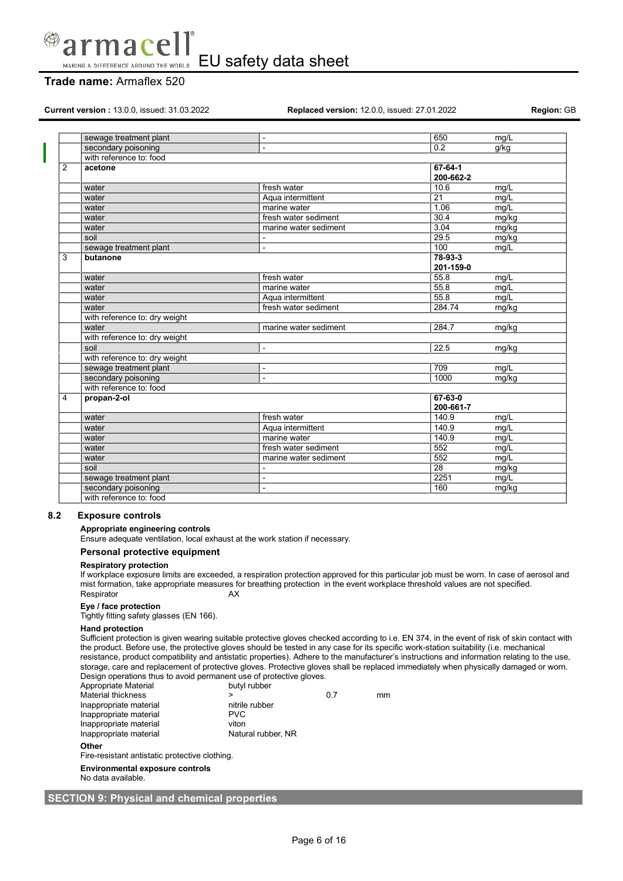| | | | | |
|---|---|---|---|---|
| | sewage treatment plant | - | 650 | mg/L |
| | secondary poisoning | - | 0.2 | g/kg |
| | with reference to: food | | | |
| 2 | **acetone** | | **67-64-1** **200-662-2** | |
| | water | fresh water | 10.6 | mg/L |
| | water | Aqua intermittent | 21 | mg/L |
| | water | marine water | 1.06 | mg/L |
| | water | fresh water sediment | 30.4 | mg/kg |
| | water | marine water sediment | 3.04 | mg/kg |
| | soil | - | 29.5 | mg/kg |
| | sewage treatment plant | - | 100 | mg/L |
| 3 | **butanone** | | **78-93-3** **201-159-0** | |
| | water | fresh water | 55.8 | mg/L |
| | water | marine water | 55.8 | mg/L |
| | water | Aqua intermittent | 55.8 | mg/L |
| | water | fresh water sediment | 284.74 | mg/kg |
| | with reference to: dry weight | | | |
| | water | marine water sediment | 284.7 | mg/kg |
| | with reference to: dry weight | | | |
| | soil | - | 22.5 | mg/kg |
| | with reference to: dry weight | | | |
| | sewage treatment plant | - | 709 | mg/L |
| | secondary poisoning | - | 1000 | mg/kg |
| | with reference to: food | | | |
| 4 | **propan-2-ol** | | **67-63-0** **200-661-7** | |
| | water | fresh water | 140.9 | mg/L |
| | water | Aqua intermittent | 140.9 | mg/L |
| | water | marine water | 140.9 | mg/L |
| | water | fresh water sediment | 552 | mg/L |
| | water | marine water sediment | 552 | mg/L |
| | soil | - | 28 | mg/kg |
| | sewage treatment plant | - | 2251 | mg/L |
| | secondary poisoning | - | 160 | mg/kg |
| | with reference to: food | | | |

## 8.2 Exposure controls

**Appropriate engineering controls**

Ensure adequate ventilation, local exhaust at the work station if necessary.

### Personal protective equipment

**Respiratory protection**

If workplace exposure limits are exceeded, a respiration protection approved for this particular job must be worn. In case of aerosol and mist formation, take appropriate measures for breathing protection in the event workplace threshold values are not specified.

Respirator AX

**Eye / face protection**

Tightly fitting safety glasses (EN 166).

**Hand protection**

Sufficient protection is given wearing suitable protective gloves checked according to i.e. EN 374, in the event of risk of skin contact with the product. Before use, the protective gloves should be tested in any case for its specific work-station suitability (i.e. mechanical resistance, product compatibility and antistatic properties). Adhere to the manufacturer's instructions and information relating to the use, storage, care and replacement of protective gloves. Protective gloves shall be replaced immediately when physically damaged or worn. Design operations thus to avoid permanent use of protective gloves.

| | | | |
|---|---|---|---|
| Appropriate Material | butyl rubber | | |
| Material thickness | > | 0.7 | mm |
| Inappropriate material | nitrile rubber | | |
| Inappropriate material | PVC | | |
| Inappropriate material | viton | | |
| Inappropriate material | Natural rubber, NR | | |

**Other**

Fire-resistant antistatic protective clothing.

**Environmental exposure controls**

No data available.

## SECTION 9: Physical and chemical properties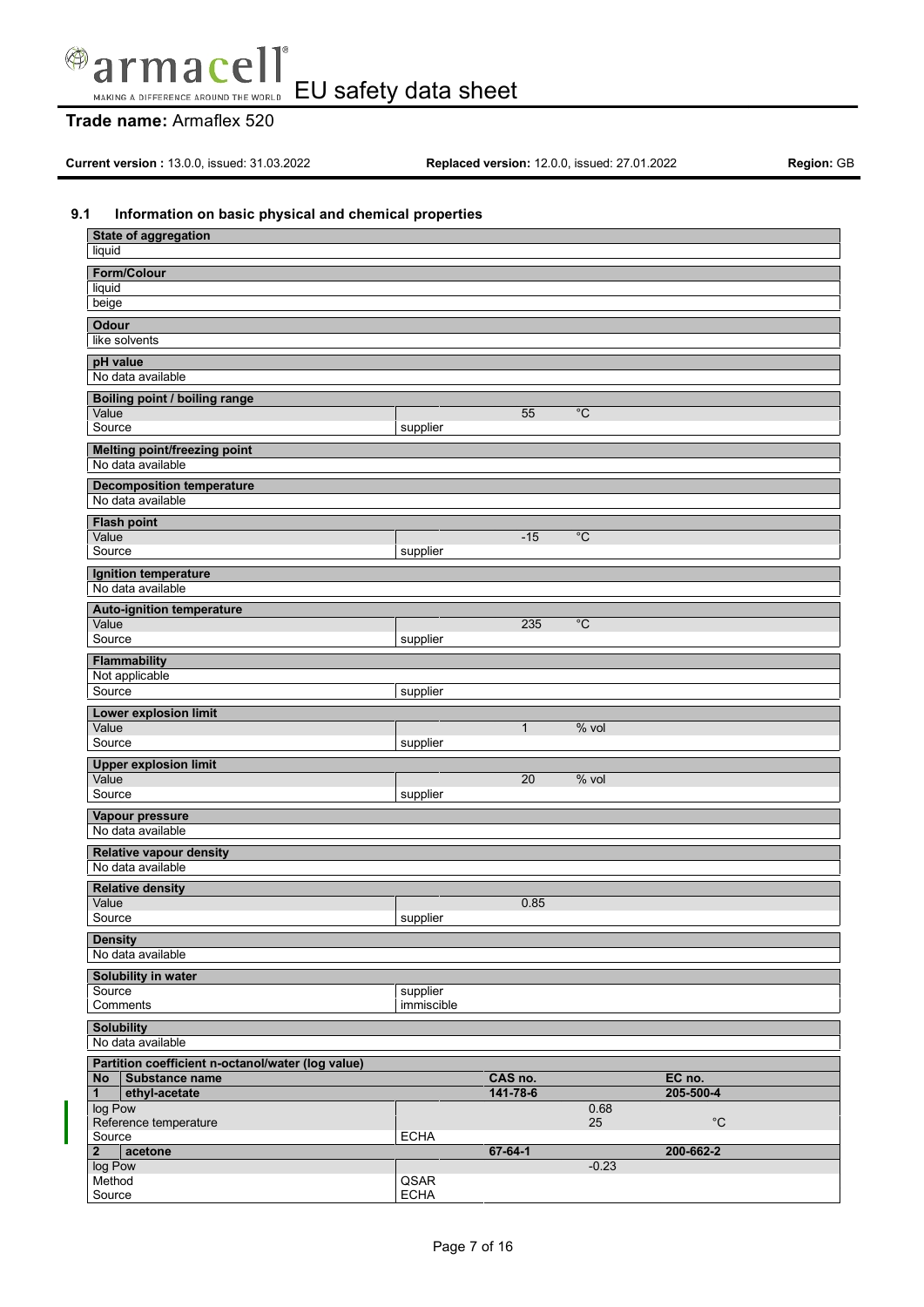## 9.1 Information on basic physical and chemical properties

| State of aggregation | | |
|---|---|---|
| liquid | | |

| Form/Colour |
|---|
| liquid |
| beige |

| Odour |
|---|
| like solvents |

| pH value |
|---|
| No data available |

| Boiling point / boiling range | | | |
|---|---|---|---|
| Value | | 55 | °C |
| Source | supplier | | |

| Melting point/freezing point |
|---|
| No data available |

| Decomposition temperature |
|---|
| No data available |

| Flash point | | | |
|---|---|---|---|
| Value | | -15 | °C |
| Source | supplier | | |

| Ignition temperature |
|---|
| No data available |

| Auto-ignition temperature | | | |
|---|---|---|---|
| Value | | 235 | °C |
| Source | supplier | | |

| Flammability | |
|---|---|
| Not applicable | |
| Source | supplier |

| Lower explosion limit | | | |
|---|---|---|---|
| Value | | 1 | % vol |
| Source | supplier | | |

| Upper explosion limit | | | |
|---|---|---|---|
| Value | | 20 | % vol |
| Source | supplier | | |

| Vapour pressure |
|---|
| No data available |

| Relative vapour density |
|---|
| No data available |

| Relative density | | |
|---|---|---|
| Value | | 0.85 |
| Source | supplier | |

| Density |
|---|
| No data available |

| Solubility in water | |
|---|---|
| Source | supplier |
| Comments | immiscible |

| Solubility |
|---|
| No data available |

| Partition coefficient n-octanol/water (log value) | | | | |
|---|---|---|---|---|
| **No** | **Substance name** | **CAS no.** | | **EC no.** |
| **1** | **ethyl-acetate** | **141-78-6** | | **205-500-4** |
| log Pow | | | 0.68 | |
| Reference temperature | | | 25 | °C |
| Source | ECHA | | | |
| **2** | **acetone** | **67-64-1** | | **200-662-2** |
| log Pow | | | -0.23 | |
| Method | QSAR | | | |
| Source | ECHA | | | |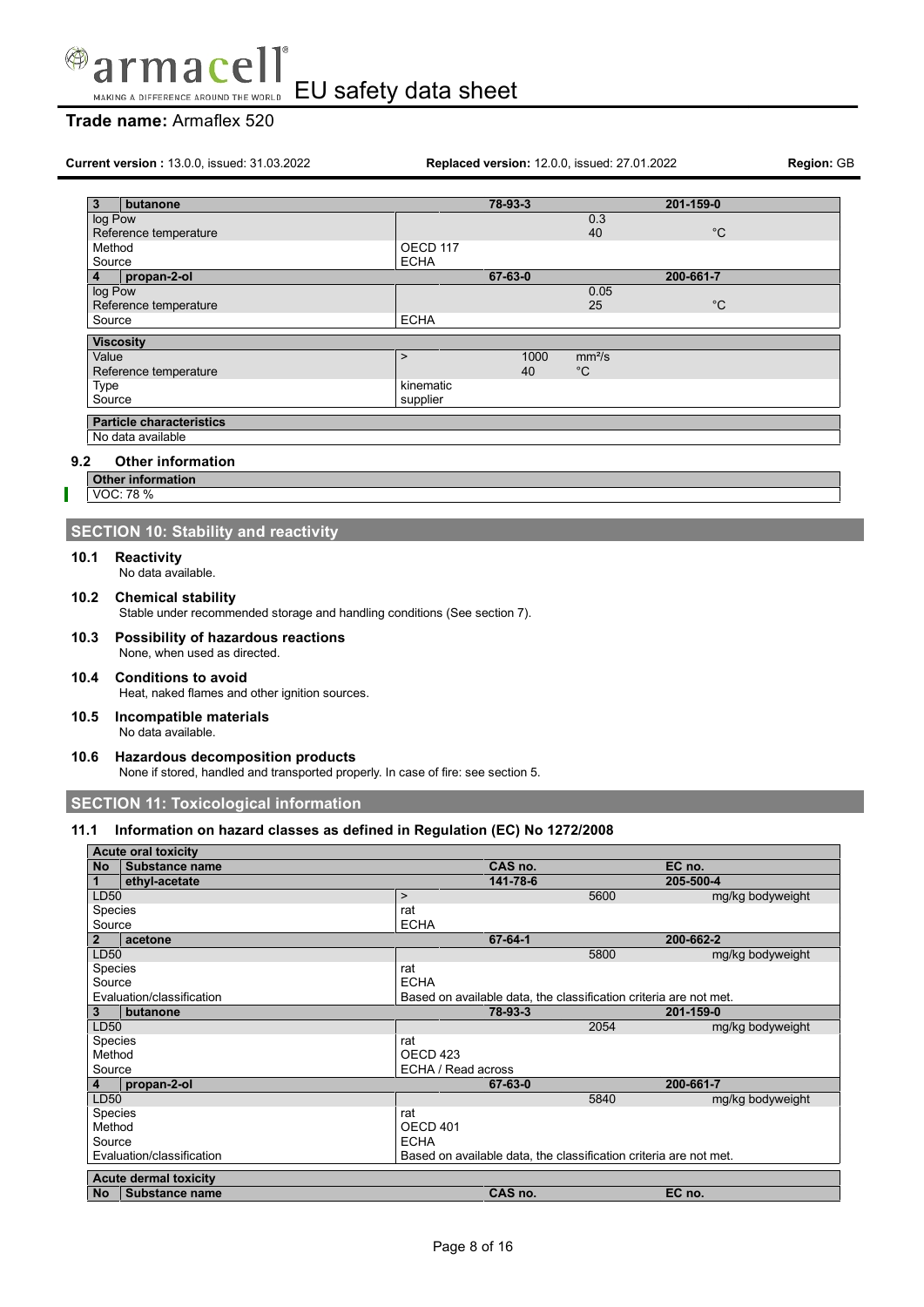| 3 | butanone | | 78-93-3 | | 201-159-0 |
|---|---|---|---|---|---|
| log Pow | | | | 0.3 | |
| Reference temperature | | | | 40 | °C |
| Method | | OECD 117 | | | |
| Source | | ECHA | | | |
| **4** | **propan-2-ol** | | **67-63-0** | | **200-661-7** |
| log Pow | | | | 0.05 | |
| Reference temperature | | | | 25 | °C |
| Source | | ECHA | | | |

| Viscosity | | | |
|---|---|---|---|
| Value | > | 1000 | $mm^2/s$ |
| Reference temperature | | 40 | °C |
| Type | kinematic | | |
| Source | supplier | | |

| Particle characteristics |
|---|
| No data available |

### 9.2 Other information

| Other information |
|---|
| VOC: 78 % |

## SECTION 10: Stability and reactivity

### 10.1 Reactivity

No data available.

### 10.2 Chemical stability

Stable under recommended storage and handling conditions (See section 7).

### 10.3 Possibility of hazardous reactions

None, when used as directed.

### 10.4 Conditions to avoid

Heat, naked flames and other ignition sources.

### 10.5 Incompatible materials

No data available.

### 10.6 Hazardous decomposition products

None if stored, handled and transported properly. In case of fire: see section 5.

## SECTION 11: Toxicological information

### 11.1 Information on hazard classes as defined in Regulation (EC) No 1272/2008

| Acute oral toxicity | | | | | |
|---|---|---|---|---|---|
| **No** | **Substance name** | | **CAS no.** | | **EC no.** |
| **1** | **ethyl-acetate** | | **141-78-6** | | **205-500-4** |
| LD50 | | > | | 5600 | mg/kg bodyweight |
| Species | | rat | | | |
| Source | | ECHA | | | |
| **2** | **acetone** | | **67-64-1** | | **200-662-2** |
| LD50 | | | | 5800 | mg/kg bodyweight |
| Species | | rat | | | |
| Source | | ECHA | | | |
| Evaluation/classification | | Based on available data, the classification criteria are not met. | | | |
| **3** | **butanone** | | **78-93-3** | | **201-159-0** |
| LD50 | | | | 2054 | mg/kg bodyweight |
| Species | | rat | | | |
| Method | | OECD 423 | | | |
| Source | | ECHA / Read across | | | |
| **4** | **propan-2-ol** | | **67-63-0** | | **200-661-7** |
| LD50 | | | | 5840 | mg/kg bodyweight |
| Species | | rat | | | |
| Method | | OECD 401 | | | |
| Source | | ECHA | | | |
| Evaluation/classification | | Based on available data, the classification criteria are not met. | | | |

| Acute dermal toxicity | | | |
|---|---|---|---|
| **No** | **Substance name** | **CAS no.** | **EC no.** |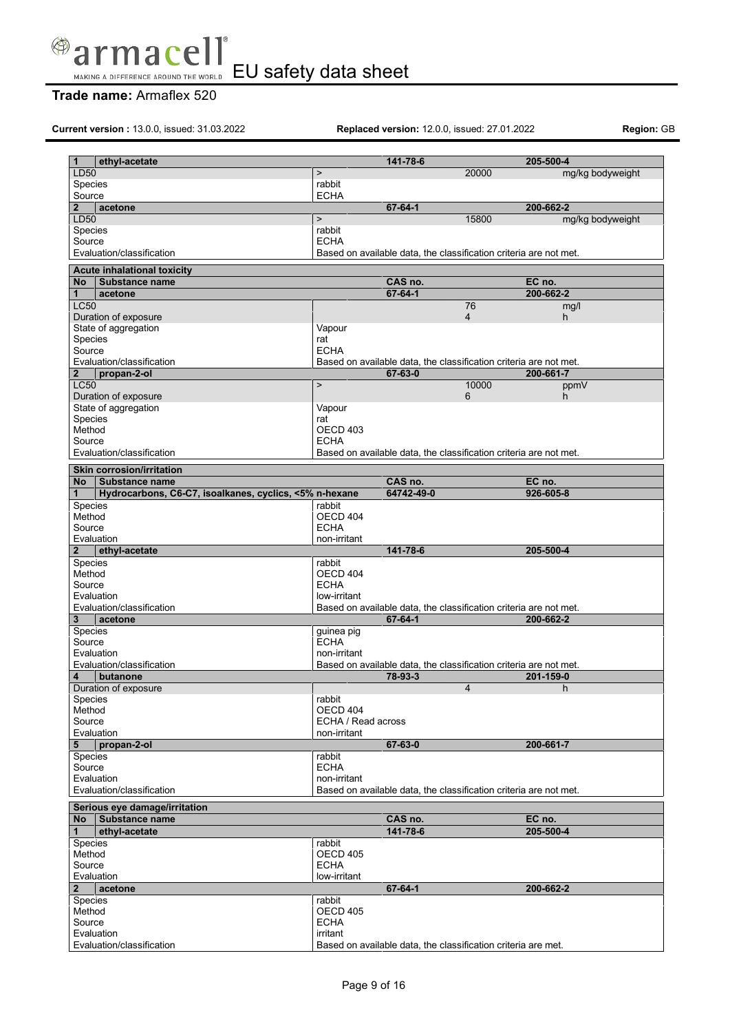| No | Substance name | | CAS no. | | EC no. |
|---|---|---|---|---|---|
| 1 | ethyl-acetate | | 141-78-6 | | 205-500-4 |
| LD50 | | > | | 20000 | mg/kg bodyweight |
| Species | | rabbit | | | |
| Source | | ECHA | | | |
| 2 | acetone | | 67-64-1 | | 200-662-2 |
| LD50 | | > | | 15800 | mg/kg bodyweight |
| Species | | rabbit | | | |
| Source | | ECHA | | | |
| Evaluation/classification | | Based on available data, the classification criteria are not met. | | | |

**Acute inhalational toxicity**

| No | Substance name | | CAS no. | | EC no. |
|---|---|---|---|---|---|
| 1 | acetone | | 67-64-1 | | 200-662-2 |
| LC50 | | | | 76 | mg/l |
| Duration of exposure | | | | 4 | h |
| State of aggregation | | Vapour | | | |
| Species | | rat | | | |
| Source | | ECHA | | | |
| Evaluation/classification | | Based on available data, the classification criteria are not met. | | | |
| 2 | propan-2-ol | | 67-63-0 | | 200-661-7 |
| LC50 | | > | | 10000 | ppmV |
| Duration of exposure | | | | 6 | h |
| State of aggregation | | Vapour | | | |
| Species | | rat | | | |
| Method | | OECD 403 | | | |
| Source | | ECHA | | | |
| Evaluation/classification | | Based on available data, the classification criteria are not met. | | | |

**Skin corrosion/irritation**

| No | Substance name | | CAS no. | | EC no. |
|---|---|---|---|---|---|
| 1 | Hydrocarbons, C6-C7, isoalkanes, cyclics, <5% n-hexane | | 64742-49-0 | | 926-605-8 |
| Species | | rabbit | | | |
| Method | | OECD 404 | | | |
| Source | | ECHA | | | |
| Evaluation | | non-irritant | | | |
| 2 | ethyl-acetate | | 141-78-6 | | 205-500-4 |
| Species | | rabbit | | | |
| Method | | OECD 404 | | | |
| Source | | ECHA | | | |
| Evaluation | | low-irritant | | | |
| Evaluation/classification | | Based on available data, the classification criteria are not met. | | | |
| 3 | acetone | | 67-64-1 | | 200-662-2 |
| Species | | guinea pig | | | |
| Source | | ECHA | | | |
| Evaluation | | non-irritant | | | |
| Evaluation/classification | | Based on available data, the classification criteria are not met. | | | |
| 4 | butanone | | 78-93-3 | | 201-159-0 |
| Duration of exposure | | | | 4 | h |
| Species | | rabbit | | | |
| Method | | OECD 404 | | | |
| Source | | ECHA / Read across | | | |
| Evaluation | | non-irritant | | | |
| 5 | propan-2-ol | | 67-63-0 | | 200-661-7 |
| Species | | rabbit | | | |
| Source | | ECHA | | | |
| Evaluation | | non-irritant | | | |
| Evaluation/classification | | Based on available data, the classification criteria are not met. | | | |

**Serious eye damage/irritation**

| No | Substance name | | CAS no. | | EC no. |
|---|---|---|---|---|---|
| 1 | ethyl-acetate | | 141-78-6 | | 205-500-4 |
| Species | | rabbit | | | |
| Method | | OECD 405 | | | |
| Source | | ECHA | | | |
| Evaluation | | low-irritant | | | |
| 2 | acetone | | 67-64-1 | | 200-662-2 |
| Species | | rabbit | | | |
| Method | | OECD 405 | | | |
| Source | | ECHA | | | |
| Evaluation | | irritant | | | |
| Evaluation/classification | | Based on available data, the classification criteria are met. | | | |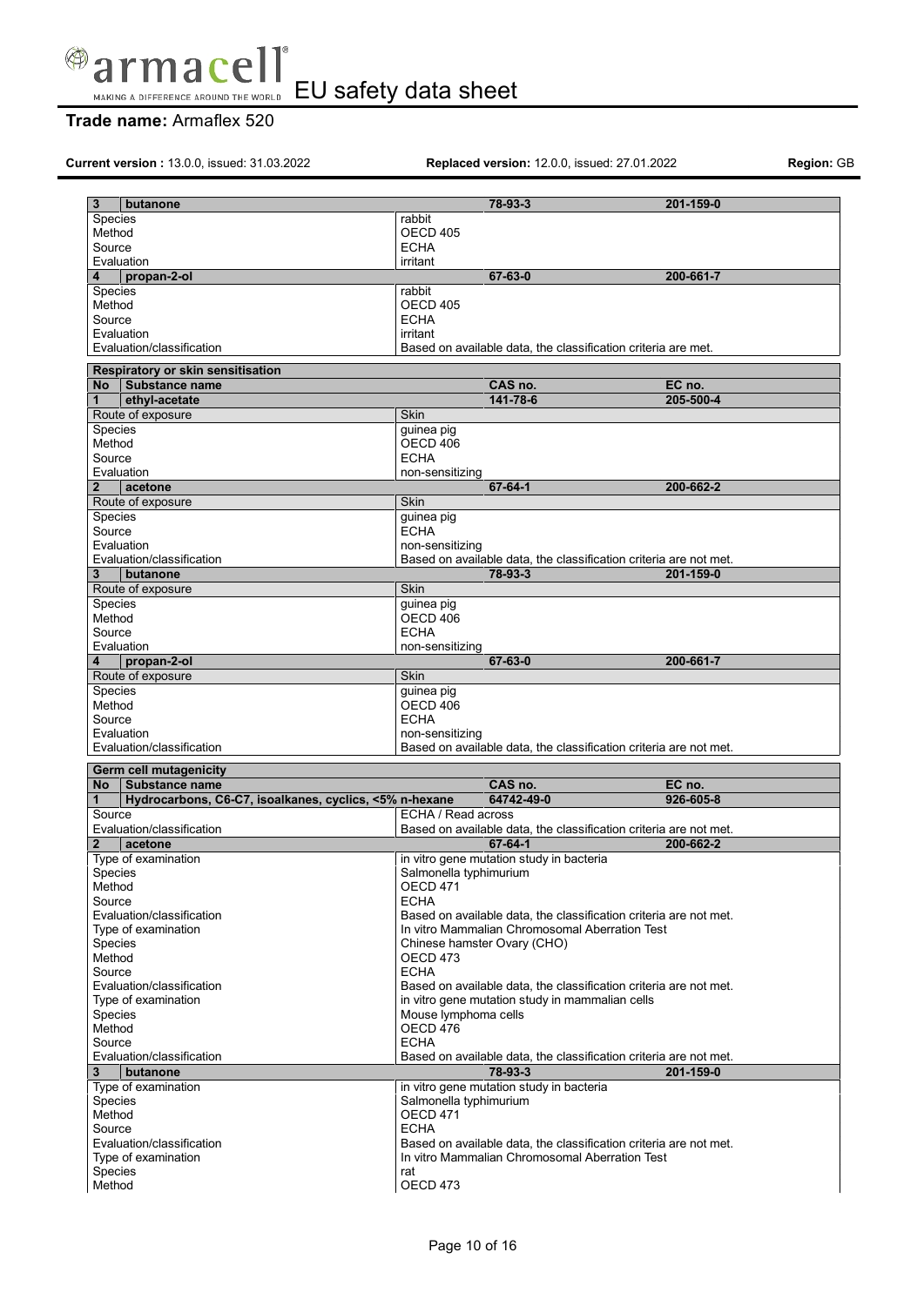| 3 | butanone | 78-93-3 | 201-159-0 |
|---|---|---|---|
| Species | | rabbit | |
| Method | | OECD 405 | |
| Source | | ECHA | |
| Evaluation | | irritant | |
| 4 | propan-2-ol | 67-63-0 | 200-661-7 |
| Species | | rabbit | |
| Method | | OECD 405 | |
| Source | | ECHA | |
| Evaluation | | irritant | |
| Evaluation/classification | | Based on available data, the classification criteria are met. | |

**Respiratory or skin sensitisation**

| No | Substance name | CAS no. | EC no. |
|---|---|---|---|
| 1 | ethyl-acetate | 141-78-6 | 205-500-4 |
| Route of exposure | | Skin | |
| Species | | guinea pig | |
| Method | | OECD 406 | |
| Source | | ECHA | |
| Evaluation | | non-sensitizing | |
| 2 | acetone | 67-64-1 | 200-662-2 |
| Route of exposure | | Skin | |
| Species | | guinea pig | |
| Source | | ECHA | |
| Evaluation | | non-sensitizing | |
| Evaluation/classification | | Based on available data, the classification criteria are not met. | |
| 3 | butanone | 78-93-3 | 201-159-0 |
| Route of exposure | | Skin | |
| Species | | guinea pig | |
| Method | | OECD 406 | |
| Source | | ECHA | |
| Evaluation | | non-sensitizing | |
| 4 | propan-2-ol | 67-63-0 | 200-661-7 |
| Route of exposure | | Skin | |
| Species | | guinea pig | |
| Method | | OECD 406 | |
| Source | | ECHA | |
| Evaluation | | non-sensitizing | |
| Evaluation/classification | | Based on available data, the classification criteria are not met. | |

**Germ cell mutagenicity**

| No | Substance name | CAS no. | EC no. |
|---|---|---|---|
| 1 | Hydrocarbons, C6-C7, isoalkanes, cyclics, <5% n-hexane | 64742-49-0 | 926-605-8 |
| Source | | ECHA / Read across | |
| Evaluation/classification | | Based on available data, the classification criteria are not met. | |
| 2 | acetone | 67-64-1 | 200-662-2 |
| Type of examination | | in vitro gene mutation study in bacteria | |
| Species | | Salmonella typhimurium | |
| Method | | OECD 471 | |
| Source | | ECHA | |
| Evaluation/classification | | Based on available data, the classification criteria are not met. | |
| Type of examination | | In vitro Mammalian Chromosomal Aberration Test | |
| Species | | Chinese hamster Ovary (CHO) | |
| Method | | OECD 473 | |
| Source | | ECHA | |
| Evaluation/classification | | Based on available data, the classification criteria are not met. | |
| Type of examination | | in vitro gene mutation study in mammalian cells | |
| Species | | Mouse lymphoma cells | |
| Method | | OECD 476 | |
| Source | | ECHA | |
| Evaluation/classification | | Based on available data, the classification criteria are not met. | |
| 3 | butanone | 78-93-3 | 201-159-0 |
| Type of examination | | in vitro gene mutation study in bacteria | |
| Species | | Salmonella typhimurium | |
| Method | | OECD 471 | |
| Source | | ECHA | |
| Evaluation/classification | | Based on available data, the classification criteria are not met. | |
| Type of examination | | In vitro Mammalian Chromosomal Aberration Test | |
| Species | | rat | |
| Method | | OECD 473 | |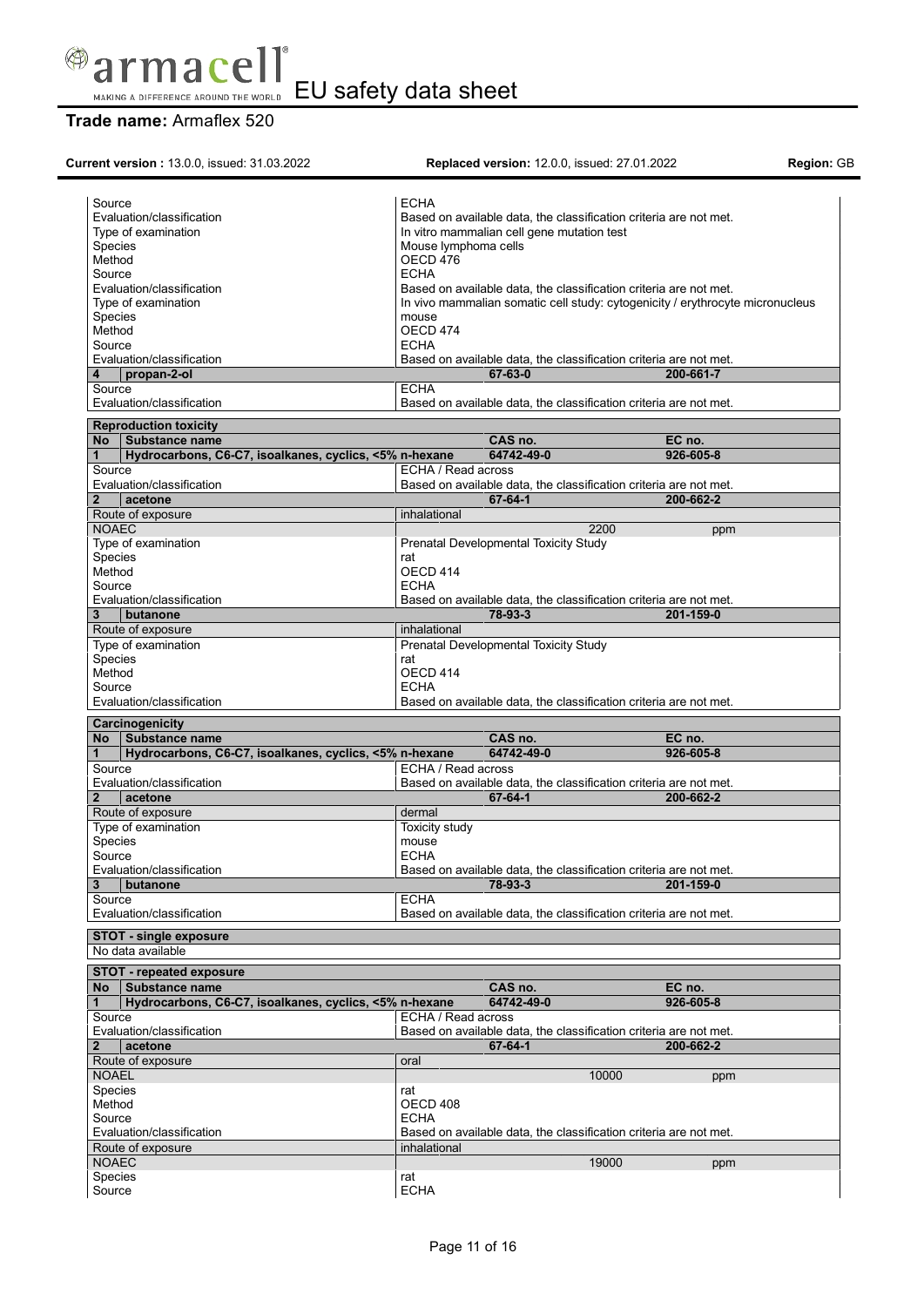| | | | |
|---|---|---|---|
| Source | ECHA | | |
| Evaluation/classification | Based on available data, the classification criteria are not met. | | |
| Type of examination | In vitro mammalian cell gene mutation test | | |
| Species | Mouse lymphoma cells | | |
| Method | OECD 476 | | |
| Source | ECHA | | |
| Evaluation/classification | Based on available data, the classification criteria are not met. | | |
| Type of examination | In vivo mammalian somatic cell study: cytogenicity / erythrocyte micronucleus | | |
| Species | mouse | | |
| Method | OECD 474 | | |
| Source | ECHA | | |
| Evaluation/classification | Based on available data, the classification criteria are not met. | | |
| **4 propan-2-ol** | | **67-63-0** | **200-661-7** |
| Source | ECHA | | |
| Evaluation/classification | Based on available data, the classification criteria are not met. | | |

**Reproduction toxicity**

| No | Substance name | CAS no. | EC no. |
|---|---|---|---|
| **1** | **Hydrocarbons, C6-C7, isoalkanes, cyclics, <5% n-hexane** | **64742-49-0** | **926-605-8** |
| Source | ECHA / Read across | | |
| Evaluation/classification | Based on available data, the classification criteria are not met. | | |
| **2** | **acetone** | **67-64-1** | **200-662-2** |
| Route of exposure | inhalational | | |
| NOAEC | | 2200 | ppm |
| Type of examination | Prenatal Developmental Toxicity Study | | |
| Species | rat | | |
| Method | OECD 414 | | |
| Source | ECHA | | |
| Evaluation/classification | Based on available data, the classification criteria are not met. | | |
| **3** | **butanone** | **78-93-3** | **201-159-0** |
| Route of exposure | inhalational | | |
| Type of examination | Prenatal Developmental Toxicity Study | | |
| Species | rat | | |
| Method | OECD 414 | | |
| Source | ECHA | | |
| Evaluation/classification | Based on available data, the classification criteria are not met. | | |

**Carcinogenicity**

| No | Substance name | CAS no. | EC no. |
|---|---|---|---|
| **1** | **Hydrocarbons, C6-C7, isoalkanes, cyclics, <5% n-hexane** | **64742-49-0** | **926-605-8** |
| Source | ECHA / Read across | | |
| Evaluation/classification | Based on available data, the classification criteria are not met. | | |
| **2** | **acetone** | **67-64-1** | **200-662-2** |
| Route of exposure | dermal | | |
| Type of examination | Toxicity study | | |
| Species | mouse | | |
| Source | ECHA | | |
| Evaluation/classification | Based on available data, the classification criteria are not met. | | |
| **3** | **butanone** | **78-93-3** | **201-159-0** |
| Source | ECHA | | |
| Evaluation/classification | Based on available data, the classification criteria are not met. | | |

**STOT - single exposure**

No data available

**STOT - repeated exposure**

| No | Substance name | CAS no. | EC no. |
|---|---|---|---|
| **1** | **Hydrocarbons, C6-C7, isoalkanes, cyclics, <5% n-hexane** | **64742-49-0** | **926-605-8** |
| Source | ECHA / Read across | | |
| Evaluation/classification | Based on available data, the classification criteria are not met. | | |
| **2** | **acetone** | **67-64-1** | **200-662-2** |
| Route of exposure | oral | | |
| NOAEL | | 10000 | ppm |
| Species | rat | | |
| Method | OECD 408 | | |
| Source | ECHA | | |
| Evaluation/classification | Based on available data, the classification criteria are not met. | | |
| Route of exposure | inhalational | | |
| NOAEC | | 19000 | ppm |
| Species | rat | | |
| Source | ECHA | | |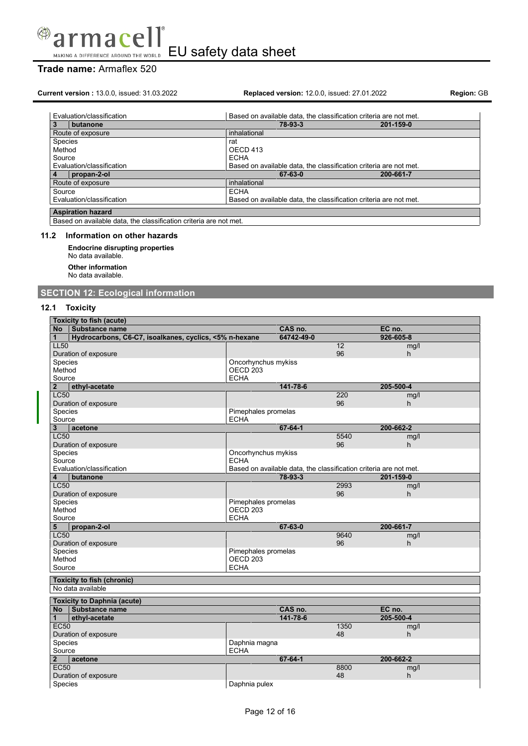| | | | |
|---|---|---|---|
| Evaluation/classification | Based on available data, the classification criteria are not met. | | |
| **3 butanone** | | **78-93-3** | **201-159-0** |
| Route of exposure | inhalational | | |
| Species | rat | | |
| Method | OECD 413 | | |
| Source | ECHA | | |
| Evaluation/classification | Based on available data, the classification criteria are not met. | | |
| **4 propan-2-ol** | | **67-63-0** | **200-661-7** |
| Route of exposure | inhalational | | |
| Source | ECHA | | |
| Evaluation/classification | Based on available data, the classification criteria are not met. | | |

| **Aspiration hazard** |
|---|
| Based on available data, the classification criteria are not met. |

### 11.2 Information on other hazards

**Endocrine disrupting properties**
No data available.

**Other information**
No data available.

## SECTION 12: Ecological information

### 12.1 Toxicity

| **Toxicity to fish (acute)** | | | | |
|---|---|---|---|---|
| **No Substance name** | | **CAS no.** | | **EC no.** |
| **1 Hydrocarbons, C6-C7, isoalkanes, cyclics, <5% n-hexane** | | **64742-49-0** | | **926-605-8** |
| LL50 | | | 12 | mg/l |
| Duration of exposure | | | 96 | h |
| Species | Oncorhynchus mykiss | | | |
| Method | OECD 203 | | | |
| Source | ECHA | | | |
| **2 ethyl-acetate** | | **141-78-6** | | **205-500-4** |
| LC50 | | | 220 | mg/l |
| Duration of exposure | | | 96 | h |
| Species | Pimephales promelas | | | |
| Source | ECHA | | | |
| **3 acetone** | | **67-64-1** | | **200-662-2** |
| LC50 | | | 5540 | mg/l |
| Duration of exposure | | | 96 | h |
| Species | Oncorhynchus mykiss | | | |
| Source | ECHA | | | |
| Evaluation/classification | Based on available data, the classification criteria are not met. | | | |
| **4 butanone** | | **78-93-3** | | **201-159-0** |
| LC50 | | | 2993 | mg/l |
| Duration of exposure | | | 96 | h |
| Species | Pimephales promelas | | | |
| Method | OECD 203 | | | |
| Source | ECHA | | | |
| **5 propan-2-ol** | | **67-63-0** | | **200-661-7** |
| LC50 | | | 9640 | mg/l |
| Duration of exposure | | | 96 | h |
| Species | Pimephales promelas | | | |
| Method | OECD 203 | | | |
| Source | ECHA | | | |

| **Toxicity to fish (chronic)** |
|---|
| No data available |

| **Toxicity to Daphnia (acute)** | | | | |
|---|---|---|---|---|
| **No Substance name** | | **CAS no.** | | **EC no.** |
| **1 ethyl-acetate** | | **141-78-6** | | **205-500-4** |
| EC50 | | | 1350 | mg/l |
| Duration of exposure | | | 48 | h |
| Species | Daphnia magna | | | |
| Source | ECHA | | | |
| **2 acetone** | | **67-64-1** | | **200-662-2** |
| EC50 | | | 8800 | mg/l |
| Duration of exposure | | | 48 | h |
| Species | Daphnia pulex | | | |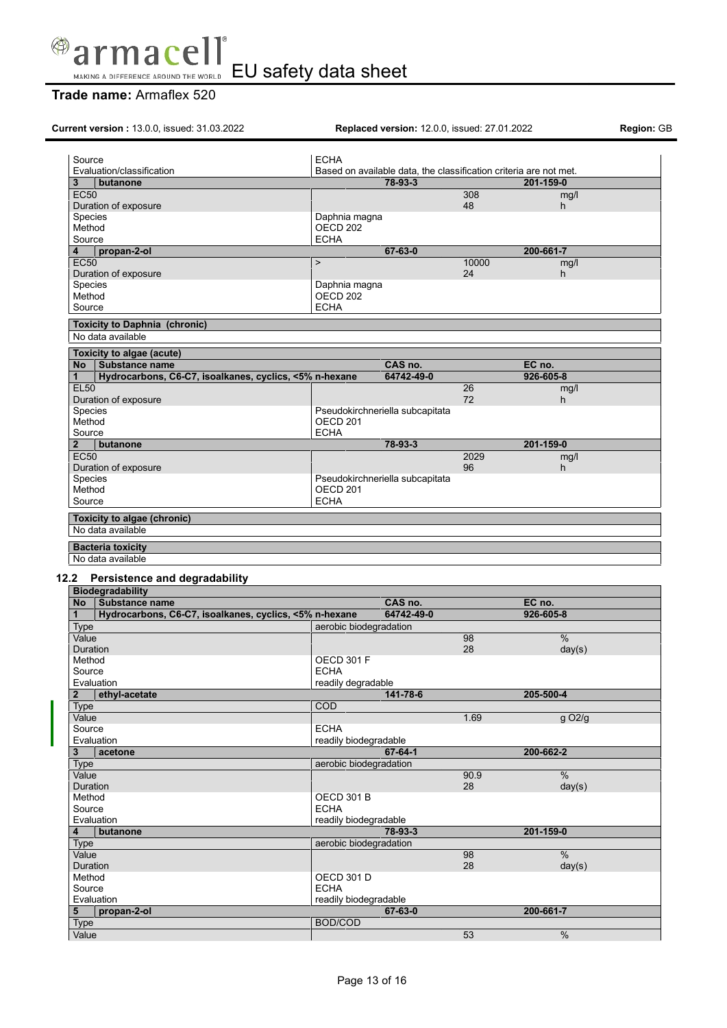| | | | | |
|---|---|---|---|---|
| Source | ECHA | | | |
| Evaluation/classification | Based on available data, the classification criteria are not met. | | | |
| **3** | **butanone** | **78-93-3** | | **201-159-0** |
| EC50 | | | 308 | mg/l |
| Duration of exposure | | | 48 | h |
| Species | Daphnia magna | | | |
| Method | OECD 202 | | | |
| Source | ECHA | | | |
| **4** | **propan-2-ol** | **67-63-0** | | **200-661-7** |
| EC50 | > | | 10000 | mg/l |
| Duration of exposure | | | 24 | h |
| Species | Daphnia magna | | | |
| Method | OECD 202 | | | |
| Source | ECHA | | | |

**Toxicity to Daphnia (chronic)**

No data available

**Toxicity to algae (acute)**

| No | Substance name | CAS no. | | EC no. |
|---|---|---|---|---|
| **1** | **Hydrocarbons, C6-C7, isoalkanes, cyclics, <5% n-hexane** | **64742-49-0** | | **926-605-8** |
| EL50 | | | 26 | mg/l |
| Duration of exposure | | | 72 | h |
| Species | Pseudokirchneriella subcapitata | | | |
| Method | OECD 201 | | | |
| Source | ECHA | | | |
| **2** | **butanone** | **78-93-3** | | **201-159-0** |
| EC50 | | | 2029 | mg/l |
| Duration of exposure | | | 96 | h |
| Species | Pseudokirchneriella subcapitata | | | |
| Method | OECD 201 | | | |
| Source | ECHA | | | |

**Toxicity to algae (chronic)**

No data available

**Bacteria toxicity**

No data available

## 12.2 Persistence and degradability

**Biodegradability**

| No | Substance name | CAS no. | | EC no. |
|---|---|---|---|---|
| **1** | **Hydrocarbons, C6-C7, isoalkanes, cyclics, <5% n-hexane** | **64742-49-0** | | **926-605-8** |
| Type | aerobic biodegradation | | | |
| Value | | | 98 | % |
| Duration | | | 28 | day(s) |
| Method | OECD 301 F | | | |
| Source | ECHA | | | |
| Evaluation | readily degradable | | | |
| **2** | **ethyl-acetate** | **141-78-6** | | **205-500-4** |
| Type | COD | | | |
| Value | | | 1.69 | g O2/g |
| Source | ECHA | | | |
| Evaluation | readily biodegradable | | | |
| **3** | **acetone** | **67-64-1** | | **200-662-2** |
| Type | aerobic biodegradation | | | |
| Value | | | 90.9 | % |
| Duration | | | 28 | day(s) |
| Method | OECD 301 B | | | |
| Source | ECHA | | | |
| Evaluation | readily biodegradable | | | |
| **4** | **butanone** | **78-93-3** | | **201-159-0** |
| Type | aerobic biodegradation | | | |
| Value | | | 98 | % |
| Duration | | | 28 | day(s) |
| Method | OECD 301 D | | | |
| Source | ECHA | | | |
| Evaluation | readily biodegradable | | | |
| **5** | **propan-2-ol** | **67-63-0** | | **200-661-7** |
| Type | BOD/COD | | | |
| Value | | | 53 | % |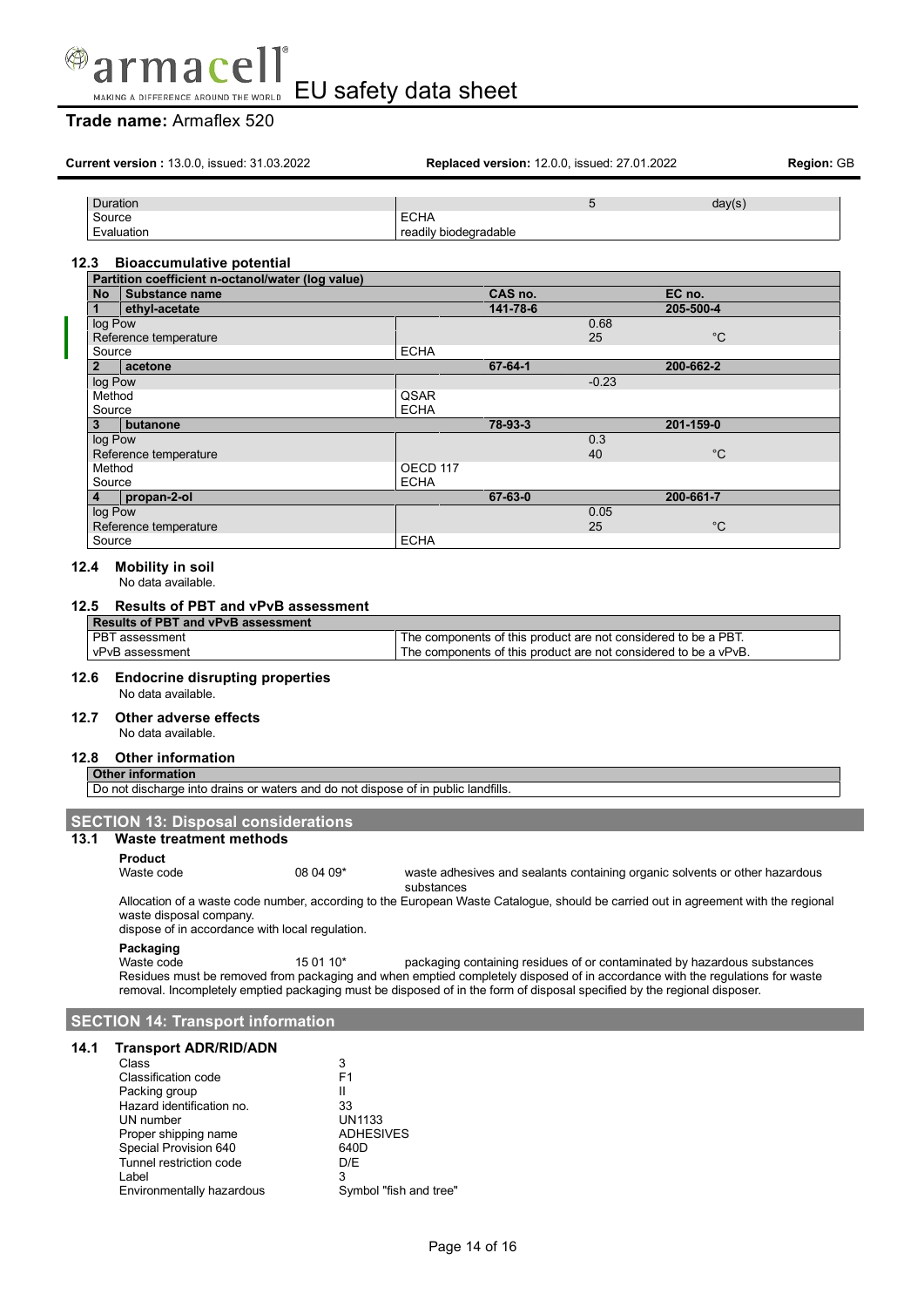| | | | |
|---|---|---|---|
| Duration | | 5 | day(s) |
| Source | ECHA | | |
| Evaluation | readily biodegradable | | |

### 12.3 Bioaccumulative potential

| Partition coefficient n-octanol/water (log value) | | | | |
|---|---|---|---|---|
| **No** | **Substance name** | **CAS no.** | | **EC no.** |
| **1** | **ethyl-acetate** | **141-78-6** | | **205-500-4** |
| log Pow | | | 0.68 | |
| Reference temperature | | | 25 | °C |
| Source | | ECHA | | |
| **2** | **acetone** | **67-64-1** | | **200-662-2** |
| log Pow | | | -0.23 | |
| Method | | QSAR | | |
| Source | | ECHA | | |
| **3** | **butanone** | **78-93-3** | | **201-159-0** |
| log Pow | | | 0.3 | |
| Reference temperature | | | 40 | °C |
| Method | | OECD 117 | | |
| Source | | ECHA | | |
| **4** | **propan-2-ol** | **67-63-0** | | **200-661-7** |
| log Pow | | | 0.05 | |
| Reference temperature | | | 25 | °C |
| Source | | ECHA | | |

### 12.4 Mobility in soil

No data available.

### 12.5 Results of PBT and vPvB assessment

| Results of PBT and vPvB assessment | |
|---|---|
| PBT assessment | The components of this product are not considered to be a PBT. |
| vPvB assessment | The components of this product are not considered to be a vPvB. |

### 12.6 Endocrine disrupting properties

No data available.

### 12.7 Other adverse effects

No data available.

### 12.8 Other information

| Other information |
|---|
| Do not discharge into drains or waters and do not dispose of in public landfills. |

## SECTION 13: Disposal considerations

### 13.1 Waste treatment methods

**Product**

Waste code 08 04 09* waste adhesives and sealants containing organic solvents or other hazardous substances

Allocation of a waste code number, according to the European Waste Catalogue, should be carried out in agreement with the regional waste disposal company.

dispose of in accordance with local regulation.

**Packaging**

Waste code 15 01 10* packaging containing residues of or contaminated by hazardous substances

Residues must be removed from packaging and when emptied completely disposed of in accordance with the regulations for waste removal. Incompletely emptied packaging must be disposed of in the form of disposal specified by the regional disposer.

## SECTION 14: Transport information

### 14.1 Transport ADR/RID/ADN

| | |
|---|---|
| Class | 3 |
| Classification code | F1 |
| Packing group | II |
| Hazard identification no. | 33 |
| UN number | UN1133 |
| Proper shipping name | ADHESIVES |
| Special Provision 640 | 640D |
| Tunnel restriction code | D/E |
| Label | 3 |
| Environmentally hazardous | Symbol "fish and tree" |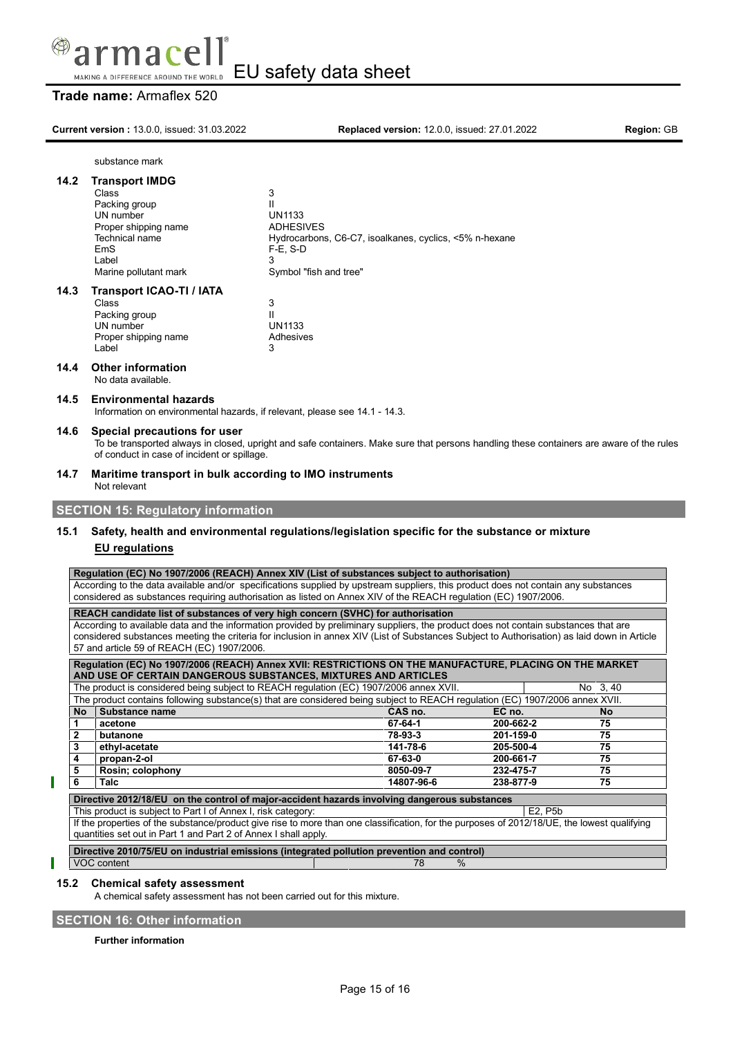substance mark

### 14.2 Transport IMDG

| | |
|---|---|
| Class | 3 |
| Packing group | II |
| UN number | UN1133 |
| Proper shipping name | ADHESIVES |
| Technical name | Hydrocarbons, C6-C7, isoalkanes, cyclics, <5% n-hexane |
| EmS | F-E, S-D |
| Label | 3 |
| Marine pollutant mark | Symbol "fish and tree" |

### 14.3 Transport ICAO-TI / IATA

| | |
|---|---|
| Class | 3 |
| Packing group | II |
| UN number | UN1133 |
| Proper shipping name | Adhesives |
| Label | 3 |

### 14.4 Other information

No data available.

### 14.5 Environmental hazards

Information on environmental hazards, if relevant, please see 14.1 - 14.3.

### 14.6 Special precautions for user

To be transported always in closed, upright and safe containers. Make sure that persons handling these containers are aware of the rules of conduct in case of incident or spillage.

### 14.7 Maritime transport in bulk according to IMO instruments

Not relevant

## SECTION 15: Regulatory information

### 15.1 Safety, health and environmental regulations/legislation specific for the substance or mixture

**EU regulations**

**Regulation (EC) No 1907/2006 (REACH) Annex XIV (List of substances subject to authorisation)**

According to the data available and/or specifications supplied by upstream suppliers, this product does not contain any substances considered as substances requiring authorisation as listed on Annex XIV of the REACH regulation (EC) 1907/2006.

**REACH candidate list of substances of very high concern (SVHC) for authorisation**

According to available data and the information provided by preliminary suppliers, the product does not contain substances that are considered substances meeting the criteria for inclusion in annex XIV (List of Substances Subject to Authorisation) as laid down in Article 57 and article 59 of REACH (EC) 1907/2006.

**Regulation (EC) No 1907/2006 (REACH) Annex XVII: RESTRICTIONS ON THE MANUFACTURE, PLACING ON THE MARKET AND USE OF CERTAIN DANGEROUS SUBSTANCES, MIXTURES AND ARTICLES**

The product is considered being subject to REACH regulation (EC) 1907/2006 annex XVII. No 3, 40

The product contains following substance(s) that are considered being subject to REACH regulation (EC) 1907/2006 annex XVII.

| No | Substance name | CAS no. | EC no. | No |
|---|---|---|---|---|
| 1 | acetone | 67-64-1 | 200-662-2 | 75 |
| 2 | butanone | 78-93-3 | 201-159-0 | 75 |
| 3 | ethyl-acetate | 141-78-6 | 205-500-4 | 75 |
| 4 | propan-2-ol | 67-63-0 | 200-661-7 | 75 |
| 5 | Rosin; colophony | 8050-09-7 | 232-475-7 | 75 |
| 6 | Talc | 14807-96-6 | 238-877-9 | 75 |

**Directive 2012/18/EU on the control of major-accident hazards involving dangerous substances**

This product is subject to Part I of Annex I, risk category: E2, P5b

If the properties of the substance/product give rise to more than one classification, for the purposes of 2012/18/UE, the lowest qualifying quantities set out in Part 1 and Part 2 of Annex I shall apply.

**Directive 2010/75/EU on industrial emissions (integrated pollution prevention and control)**

| VOC content | 78 | % |
|---|---|---|

### 15.2 Chemical safety assessment

A chemical safety assessment has not been carried out for this mixture.

## SECTION 16: Other information

**Further information**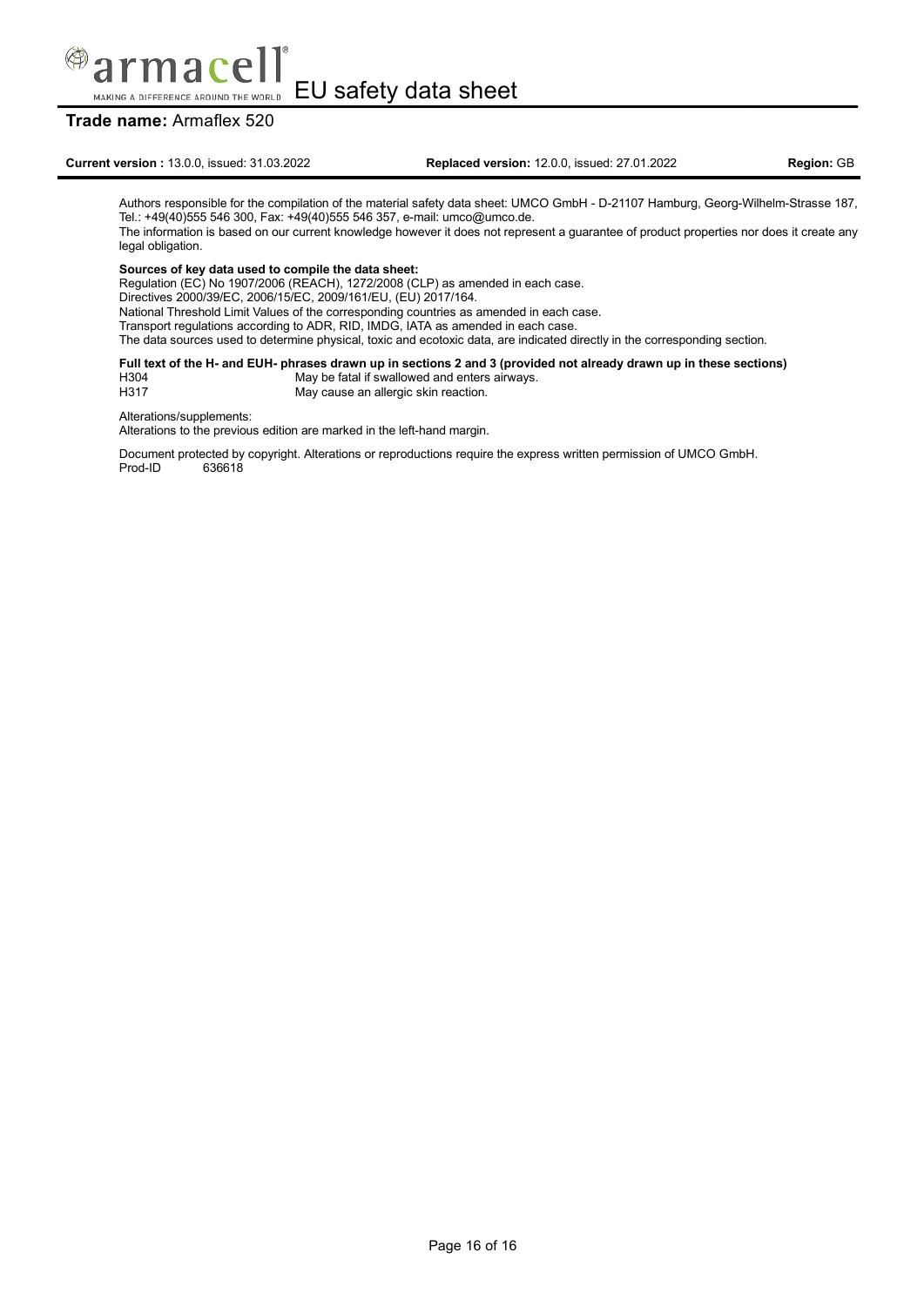Authors responsible for the compilation of the material safety data sheet: UMCO GmbH - D-21107 Hamburg, Georg-Wilhelm-Strasse 187, Tel.: +49(40)555 546 300, Fax: +49(40)555 546 357, e-mail: umco@umco.de.
The information is based on our current knowledge however it does not represent a guarantee of product properties nor does it create any legal obligation.

**Sources of key data used to compile the data sheet:**
Regulation (EC) No 1907/2006 (REACH), 1272/2008 (CLP) as amended in each case.
Directives 2000/39/EC, 2006/15/EC, 2009/161/EU, (EU) 2017/164.
National Threshold Limit Values of the corresponding countries as amended in each case.
Transport regulations according to ADR, RID, IMDG, IATA as amended in each case.
The data sources used to determine physical, toxic and ecotoxic data, are indicated directly in the corresponding section.

**Full text of the H- and EUH- phrases drawn up in sections 2 and 3 (provided not already drawn up in these sections)**

| | |
|---|---|
| H304 | May be fatal if swallowed and enters airways. |
| H317 | May cause an allergic skin reaction. |

Alterations/supplements:
Alterations to the previous edition are marked in the left-hand margin.

Document protected by copyright. Alterations or reproductions require the express written permission of UMCO GmbH.
Prod-ID 636618